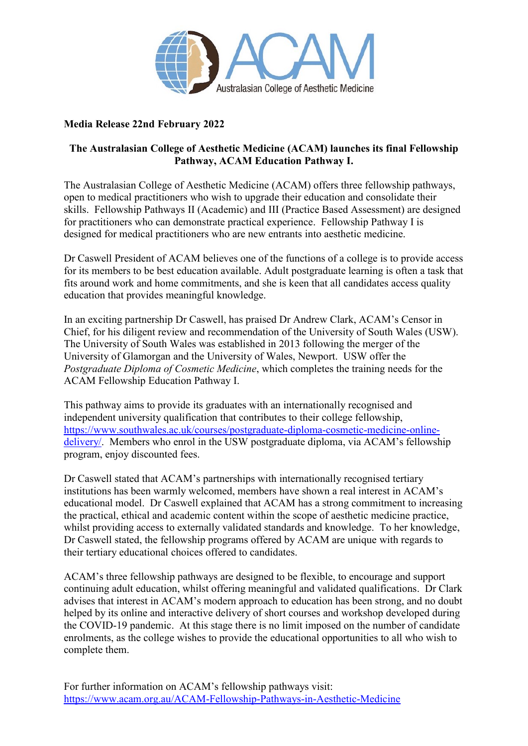Australasian College of Aesthetic Medicine

**Media Release 22nd February 2022**

**The Australasian College of Aesthetic Medicine (ACAM) launches its final Fellowship Pathway, ACAM Education Pathway I.**

The Australasian College of Aesthetic Medicine (ACAM) offers three fellowship pathways, open to medical practitioners who wish to upgrade their education and consolidate their skills. Fellowship Pathways II (Academic) and III (Practice Based Assessment) are designed for practitioners who can demonstrate practical experience. Fellowship Pathway I is designed for medical practitioners who are new entrants into aesthetic medicine.

Dr Caswell President of ACAM believes one of the functions of a college is to provide access for its members to be best education available. Adult postgraduate learning is often a task that fits around work and home commitments, and she is keen that all candidates access quality education that provides meaningful knowledge.

In an exciting partnership Dr Caswell, has praised Dr Andrew Clark, ACAM's Censor in Chief, for his diligent review and recommendation of the University of South Wales (USW). The University of South Wales was established in 2013 following the merger of the University of Glamorgan and the University of Wales, Newport. USW offer the *Postgraduate Diploma of Cosmetic Medicine*, which completes the training needs for the ACAM Fellowship Education Pathway I.

This pathway aims to provide its graduates with an internationally recognised and independent university qualification that contributes to their college fellowship, https://www.southwales.ac.uk/courses/postgraduate-diploma-cosmetic-medicine-online-delivery/. Members who enrol in the USW postgraduate diploma, via ACAM's fellowship program, enjoy discounted fees.

Dr Caswell stated that ACAM's partnerships with internationally recognised tertiary institutions has been warmly welcomed, members have shown a real interest in ACAM's educational model. Dr Caswell explained that ACAM has a strong commitment to increasing the practical, ethical and academic content within the scope of aesthetic medicine practice, whilst providing access to externally validated standards and knowledge. To her knowledge, Dr Caswell stated, the fellowship programs offered by ACAM are unique with regards to their tertiary educational choices offered to candidates.

ACAM's three fellowship pathways are designed to be flexible, to encourage and support continuing adult education, whilst offering meaningful and validated qualifications. Dr Clark advises that interest in ACAM's modern approach to education has been strong, and no doubt helped by its online and interactive delivery of short courses and workshop developed during the COVID-19 pandemic. At this stage there is no limit imposed on the number of candidate enrolments, as the college wishes to provide the educational opportunities to all who wish to complete them.

For further information on ACAM's fellowship pathways visit: https://www.acam.org.au/ACAM-Fellowship-Pathways-in-Aesthetic-Medicine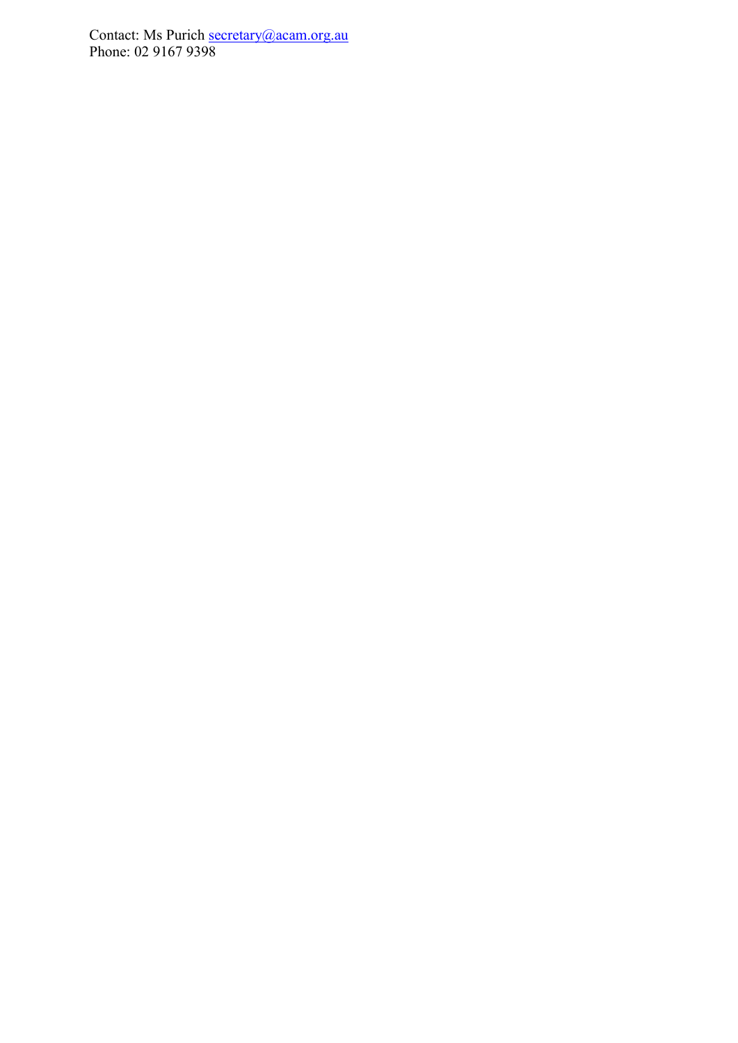Contact: Ms Purich secretary@acam.org.au
Phone: 02 9167 9398